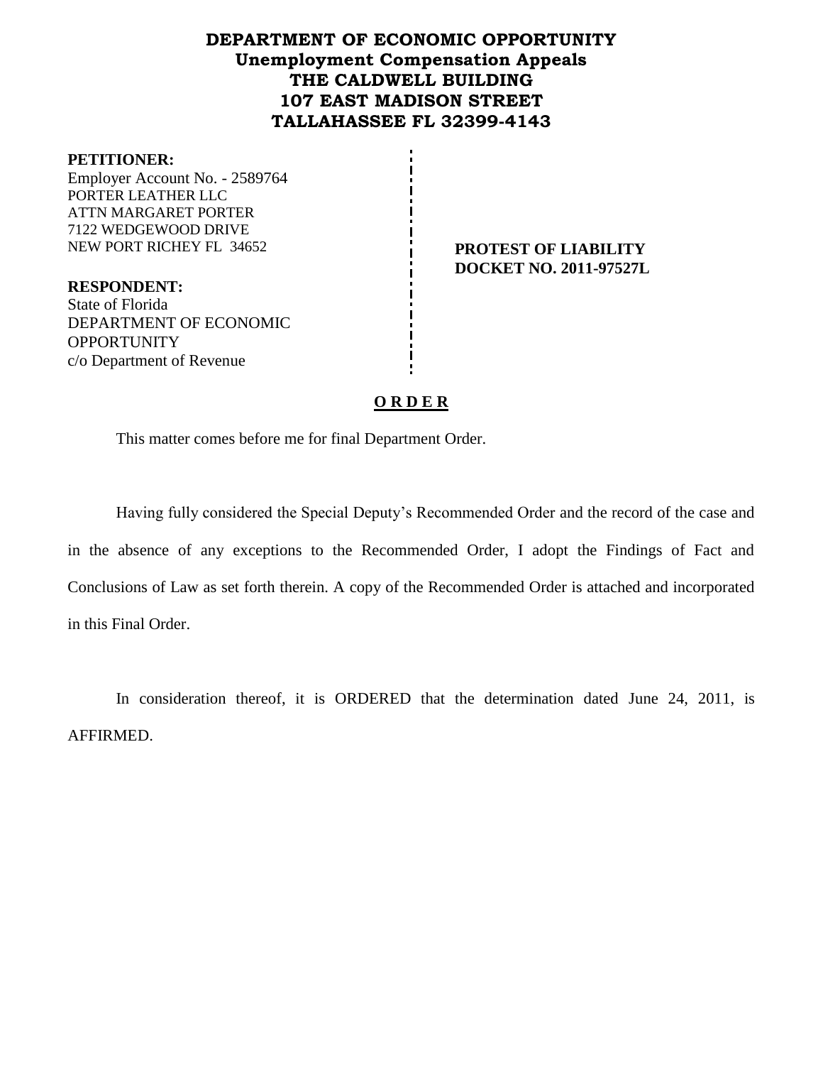# DEPARTMENT OF ECONOMIC OPPORTUNITY
## Unemployment Compensation Appeals
### THE CALDWELL BUILDING
### 107 EAST MADISON STREET
### TALLAHASSEE FL 32399-4143

**PETITIONER:**
Employer Account No. - 2589764
PORTER LEATHER LLC
ATTN MARGARET PORTER
7122 WEDGEWOOD DRIVE
NEW PORT RICHEY FL 34652

**RESPONDENT:**
State of Florida
DEPARTMENT OF ECONOMIC OPPORTUNITY
c/o Department of Revenue

**PROTEST OF LIABILITY**
**DOCKET NO. 2011-97527L**

## O R D E R

This matter comes before me for final Department Order.

Having fully considered the Special Deputy's Recommended Order and the record of the case and in the absence of any exceptions to the Recommended Order, I adopt the Findings of Fact and Conclusions of Law as set forth therein. A copy of the Recommended Order is attached and incorporated in this Final Order.

In consideration thereof, it is ORDERED that the determination dated June 24, 2011, is AFFIRMED.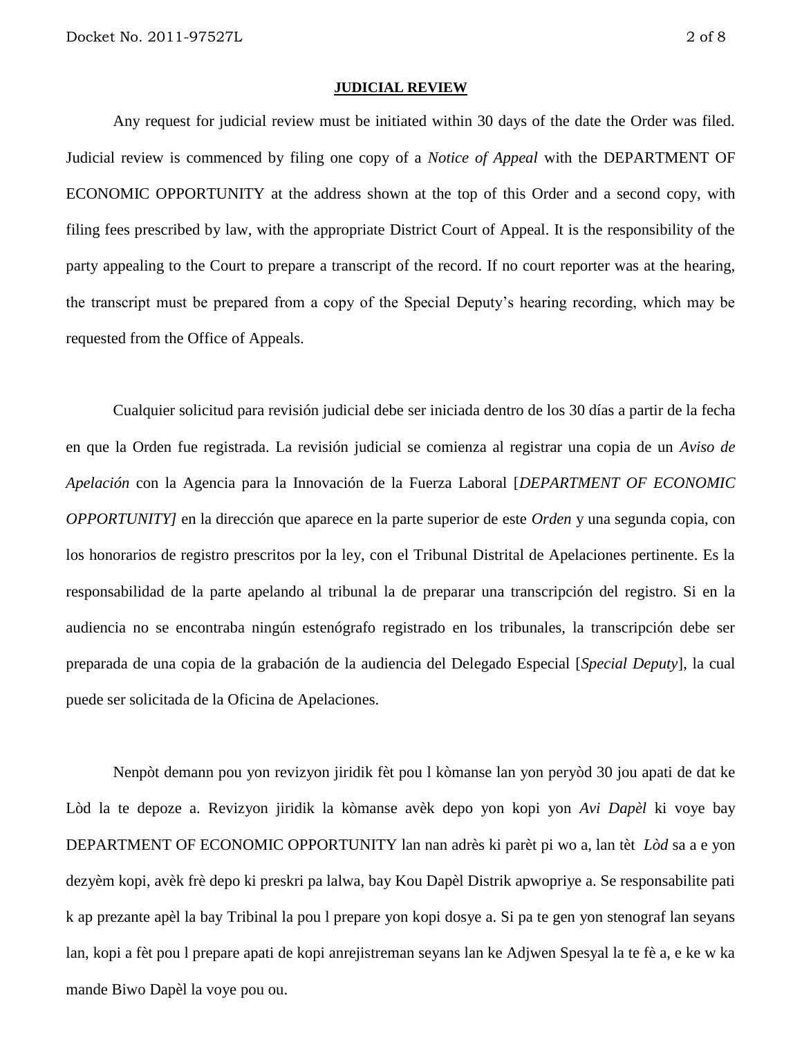**JUDICIAL REVIEW**

Any request for judicial review must be initiated within 30 days of the date the Order was filed. Judicial review is commenced by filing one copy of a *Notice of Appeal* with the DEPARTMENT OF ECONOMIC OPPORTUNITY at the address shown at the top of this Order and a second copy, with filing fees prescribed by law, with the appropriate District Court of Appeal. It is the responsibility of the party appealing to the Court to prepare a transcript of the record. If no court reporter was at the hearing, the transcript must be prepared from a copy of the Special Deputy's hearing recording, which may be requested from the Office of Appeals.

Cualquier solicitud para revisión judicial debe ser iniciada dentro de los 30 días a partir de la fecha en que la Orden fue registrada. La revisión judicial se comienza al registrar una copia de un *Aviso de Apelación* con la Agencia para la Innovación de la Fuerza Laboral [*DEPARTMENT OF ECONOMIC OPPORTUNITY]* en la dirección que aparece en la parte superior de este *Orden* y una segunda copia, con los honorarios de registro prescritos por la ley, con el Tribunal Distrital de Apelaciones pertinente. Es la responsabilidad de la parte apelando al tribunal la de preparar una transcripción del registro. Si en la audiencia no se encontraba ningún estenógrafo registrado en los tribunales, la transcripción debe ser preparada de una copia de la grabación de la audiencia del Delegado Especial [*Special Deputy*], la cual puede ser solicitada de la Oficina de Apelaciones.

Nenpòt demann pou yon revizyon jiridik fèt pou l kòmanse lan yon peryòd 30 jou apati de dat ke Lòd la te depoze a. Revizyon jiridik la kòmanse avèk depo yon kopi yon *Avi Dapèl* ki voye bay DEPARTMENT OF ECONOMIC OPPORTUNITY lan nan adrès ki parèt pi wo a, lan tèt *Lòd* sa a e yon dezyèm kopi, avèk frè depo ki preskri pa lalwa, bay Kou Dapèl Distrik apwopriye a. Se responsabilite pati k ap prezante apèl la bay Tribinal la pou l prepare yon kopi dosye a. Si pa te gen yon stenograf lan seyans lan, kopi a fèt pou l prepare apati de kopi anrejistreman seyans lan ke Adjwen Spesyal la te fè a, e ke w ka mande Biwo Dapèl la voye pou ou.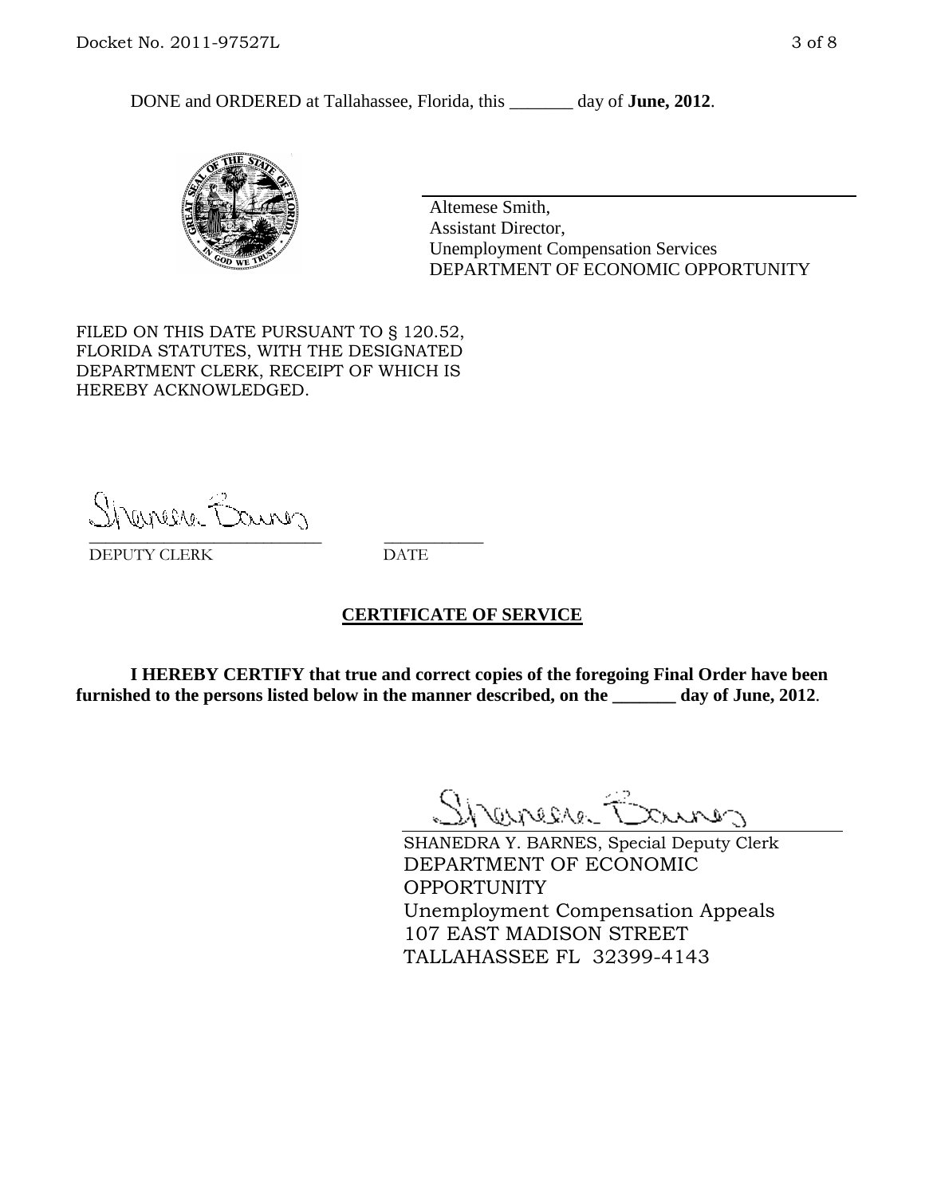DONE and ORDERED at Tallahassee, Florida, this _______ day of **June, 2012**.

Altemese Smith,
Assistant Director,
Unemployment Compensation Services
DEPARTMENT OF ECONOMIC OPPORTUNITY

FILED ON THIS DATE PURSUANT TO § 120.52, FLORIDA STATUTES, WITH THE DESIGNATED DEPARTMENT CLERK, RECEIPT OF WHICH IS HEREBY ACKNOWLEDGED.

___________________________ ___________
DEPUTY CLERK DATE

## CERTIFICATE OF SERVICE

**I HEREBY CERTIFY that true and correct copies of the foregoing Final Order have been furnished to the persons listed below in the manner described, on the _______ day of June, 2012**.

SHANEDRA Y. BARNES, Special Deputy Clerk
DEPARTMENT OF ECONOMIC OPPORTUNITY
Unemployment Compensation Appeals
107 EAST MADISON STREET
TALLAHASSEE FL 32399-4143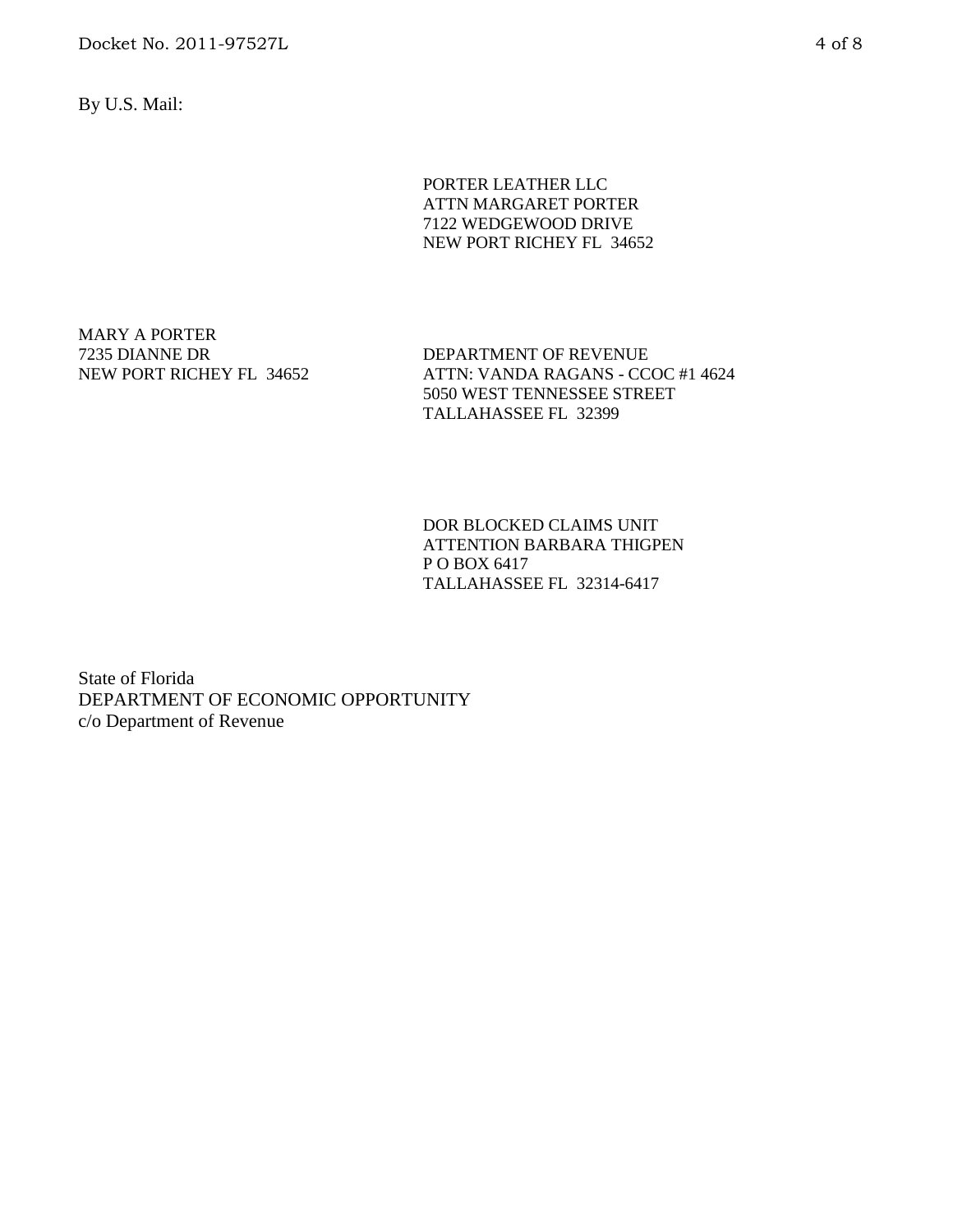By U.S. Mail:

PORTER LEATHER LLC
ATTN MARGARET PORTER
7122 WEDGEWOOD DRIVE
NEW PORT RICHEY FL 34652

MARY A PORTER
7235 DIANNE DR
NEW PORT RICHEY FL 34652

DEPARTMENT OF REVENUE
ATTN: VANDA RAGANS - CCOC #1 4624
5050 WEST TENNESSEE STREET
TALLAHASSEE FL 32399

DOR BLOCKED CLAIMS UNIT
ATTENTION BARBARA THIGPEN
P O BOX 6417
TALLAHASSEE FL 32314-6417

State of Florida
DEPARTMENT OF ECONOMIC OPPORTUNITY
c/o Department of Revenue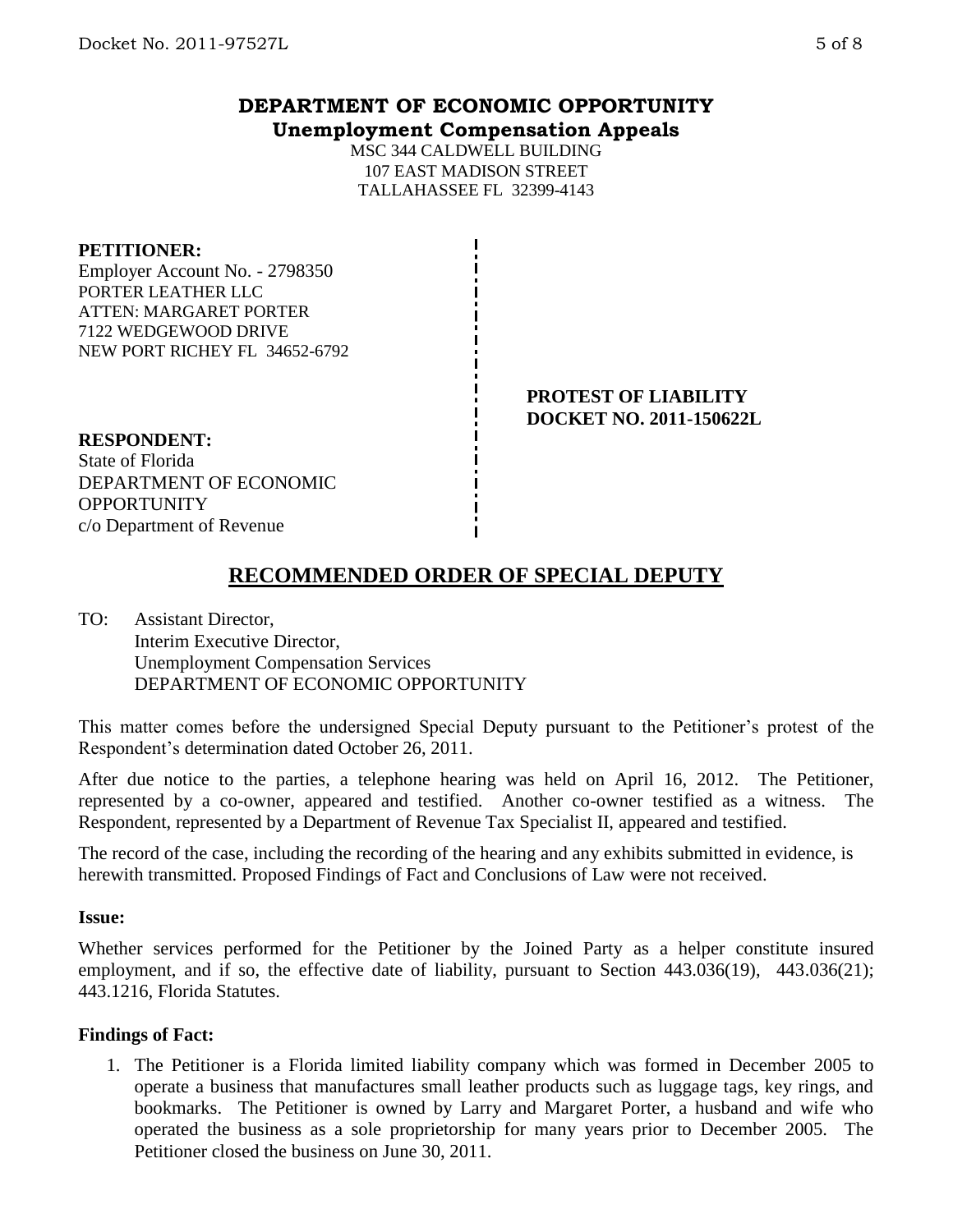# DEPARTMENT OF ECONOMIC OPPORTUNITY
## Unemployment Compensation Appeals

MSC 344 CALDWELL BUILDING
107 EAST MADISON STREET
TALLAHASSEE FL 32399-4143

**PETITIONER:**
Employer Account No. - 2798350
PORTER LEATHER LLC
ATTEN: MARGARET PORTER
7122 WEDGEWOOD DRIVE
NEW PORT RICHEY FL 34652-6792

**PROTEST OF LIABILITY**
**DOCKET NO. 2011-150622L**

**RESPONDENT:**
State of Florida
DEPARTMENT OF ECONOMIC OPPORTUNITY
c/o Department of Revenue

## RECOMMENDED ORDER OF SPECIAL DEPUTY

TO: Assistant Director,
Interim Executive Director,
Unemployment Compensation Services
DEPARTMENT OF ECONOMIC OPPORTUNITY

This matter comes before the undersigned Special Deputy pursuant to the Petitioner's protest of the Respondent's determination dated October 26, 2011.

After due notice to the parties, a telephone hearing was held on April 16, 2012. The Petitioner, represented by a co-owner, appeared and testified. Another co-owner testified as a witness. The Respondent, represented by a Department of Revenue Tax Specialist II, appeared and testified.

The record of the case, including the recording of the hearing and any exhibits submitted in evidence, is herewith transmitted. Proposed Findings of Fact and Conclusions of Law were not received.

**Issue:**

Whether services performed for the Petitioner by the Joined Party as a helper constitute insured employment, and if so, the effective date of liability, pursuant to Section 443.036(19), 443.036(21); 443.1216, Florida Statutes.

**Findings of Fact:**

1. The Petitioner is a Florida limited liability company which was formed in December 2005 to operate a business that manufactures small leather products such as luggage tags, key rings, and bookmarks. The Petitioner is owned by Larry and Margaret Porter, a husband and wife who operated the business as a sole proprietorship for many years prior to December 2005. The Petitioner closed the business on June 30, 2011.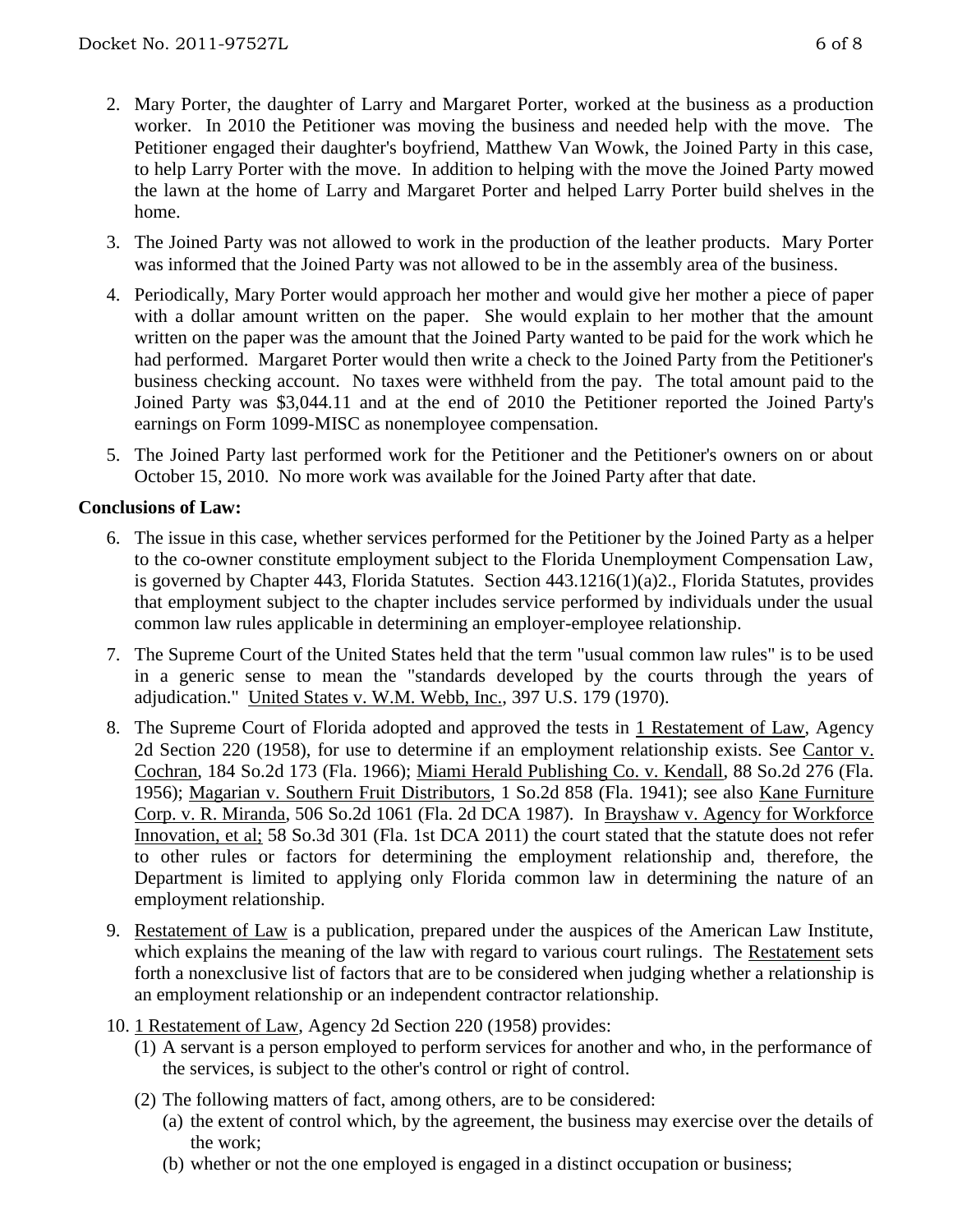2. Mary Porter, the daughter of Larry and Margaret Porter, worked at the business as a production worker. In 2010 the Petitioner was moving the business and needed help with the move. The Petitioner engaged their daughter's boyfriend, Matthew Van Wowk, the Joined Party in this case, to help Larry Porter with the move. In addition to helping with the move the Joined Party mowed the lawn at the home of Larry and Margaret Porter and helped Larry Porter build shelves in the home.

3. The Joined Party was not allowed to work in the production of the leather products. Mary Porter was informed that the Joined Party was not allowed to be in the assembly area of the business.

4. Periodically, Mary Porter would approach her mother and would give her mother a piece of paper with a dollar amount written on the paper. She would explain to her mother that the amount written on the paper was the amount that the Joined Party wanted to be paid for the work which he had performed. Margaret Porter would then write a check to the Joined Party from the Petitioner's business checking account. No taxes were withheld from the pay. The total amount paid to the Joined Party was $3,044.11 and at the end of 2010 the Petitioner reported the Joined Party's earnings on Form 1099-MISC as nonemployee compensation.

5. The Joined Party last performed work for the Petitioner and the Petitioner's owners on or about October 15, 2010. No more work was available for the Joined Party after that date.

**Conclusions of Law:**

6. The issue in this case, whether services performed for the Petitioner by the Joined Party as a helper to the co-owner constitute employment subject to the Florida Unemployment Compensation Law, is governed by Chapter 443, Florida Statutes. Section 443.1216(1)(a)2., Florida Statutes, provides that employment subject to the chapter includes service performed by individuals under the usual common law rules applicable in determining an employer-employee relationship.

7. The Supreme Court of the United States held that the term "usual common law rules" is to be used in a generic sense to mean the "standards developed by the courts through the years of adjudication." United States v. W.M. Webb, Inc., 397 U.S. 179 (1970).

8. The Supreme Court of Florida adopted and approved the tests in 1 Restatement of Law, Agency 2d Section 220 (1958), for use to determine if an employment relationship exists. See Cantor v. Cochran, 184 So.2d 173 (Fla. 1966); Miami Herald Publishing Co. v. Kendall, 88 So.2d 276 (Fla. 1956); Magarian v. Southern Fruit Distributors, 1 So.2d 858 (Fla. 1941); see also Kane Furniture Corp. v. R. Miranda, 506 So.2d 1061 (Fla. 2d DCA 1987). In Brayshaw v. Agency for Workforce Innovation, et al; 58 So.3d 301 (Fla. 1st DCA 2011) the court stated that the statute does not refer to other rules or factors for determining the employment relationship and, therefore, the Department is limited to applying only Florida common law in determining the nature of an employment relationship.

9. Restatement of Law is a publication, prepared under the auspices of the American Law Institute, which explains the meaning of the law with regard to various court rulings. The Restatement sets forth a nonexclusive list of factors that are to be considered when judging whether a relationship is an employment relationship or an independent contractor relationship.

10. 1 Restatement of Law, Agency 2d Section 220 (1958) provides:
    (1) A servant is a person employed to perform services for another and who, in the performance of the services, is subject to the other's control or right of control.
    (2) The following matters of fact, among others, are to be considered:
        (a) the extent of control which, by the agreement, the business may exercise over the details of the work;
        (b) whether or not the one employed is engaged in a distinct occupation or business;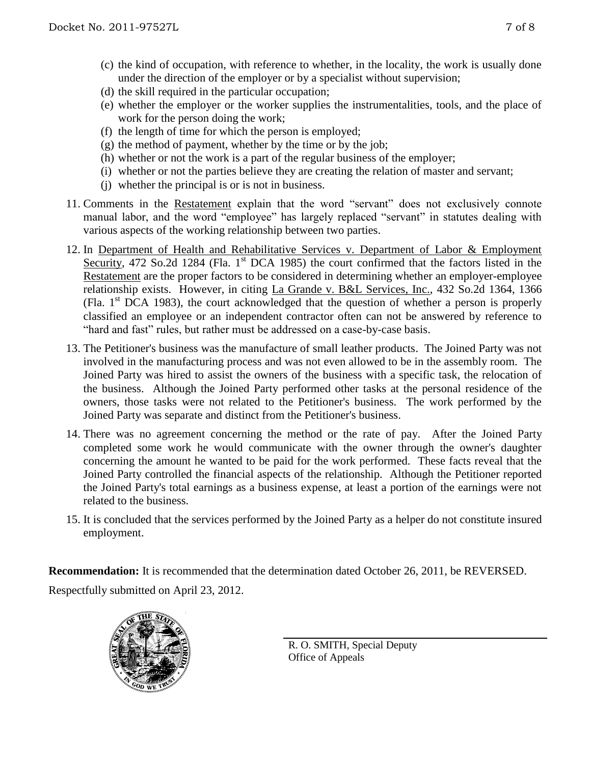(c) the kind of occupation, with reference to whether, in the locality, the work is usually done under the direction of the employer or by a specialist without supervision;

(d) the skill required in the particular occupation;

(e) whether the employer or the worker supplies the instrumentalities, tools, and the place of work for the person doing the work;

(f) the length of time for which the person is employed;

(g) the method of payment, whether by the time or by the job;

(h) whether or not the work is a part of the regular business of the employer;

(i) whether or not the parties believe they are creating the relation of master and servant;

(j) whether the principal is or is not in business.

11. Comments in the Restatement explain that the word "servant" does not exclusively connote manual labor, and the word "employee" has largely replaced "servant" in statutes dealing with various aspects of the working relationship between two parties.

12. In Department of Health and Rehabilitative Services v. Department of Labor & Employment Security, 472 So.2d 1284 (Fla. 1st DCA 1985) the court confirmed that the factors listed in the Restatement are the proper factors to be considered in determining whether an employer-employee relationship exists. However, in citing La Grande v. B&L Services, Inc., 432 So.2d 1364, 1366 (Fla. 1st DCA 1983), the court acknowledged that the question of whether a person is properly classified an employee or an independent contractor often can not be answered by reference to "hard and fast" rules, but rather must be addressed on a case-by-case basis.

13. The Petitioner's business was the manufacture of small leather products. The Joined Party was not involved in the manufacturing process and was not even allowed to be in the assembly room. The Joined Party was hired to assist the owners of the business with a specific task, the relocation of the business. Although the Joined Party performed other tasks at the personal residence of the owners, those tasks were not related to the Petitioner's business. The work performed by the Joined Party was separate and distinct from the Petitioner's business.

14. There was no agreement concerning the method or the rate of pay. After the Joined Party completed some work he would communicate with the owner through the owner's daughter concerning the amount he wanted to be paid for the work performed. These facts reveal that the Joined Party controlled the financial aspects of the relationship. Although the Petitioner reported the Joined Party's total earnings as a business expense, at least a portion of the earnings were not related to the business.

15. It is concluded that the services performed by the Joined Party as a helper do not constitute insured employment.

**Recommendation:** It is recommended that the determination dated October 26, 2011, be REVERSED.

Respectfully submitted on April 23, 2012.

R. O. SMITH, Special Deputy
Office of Appeals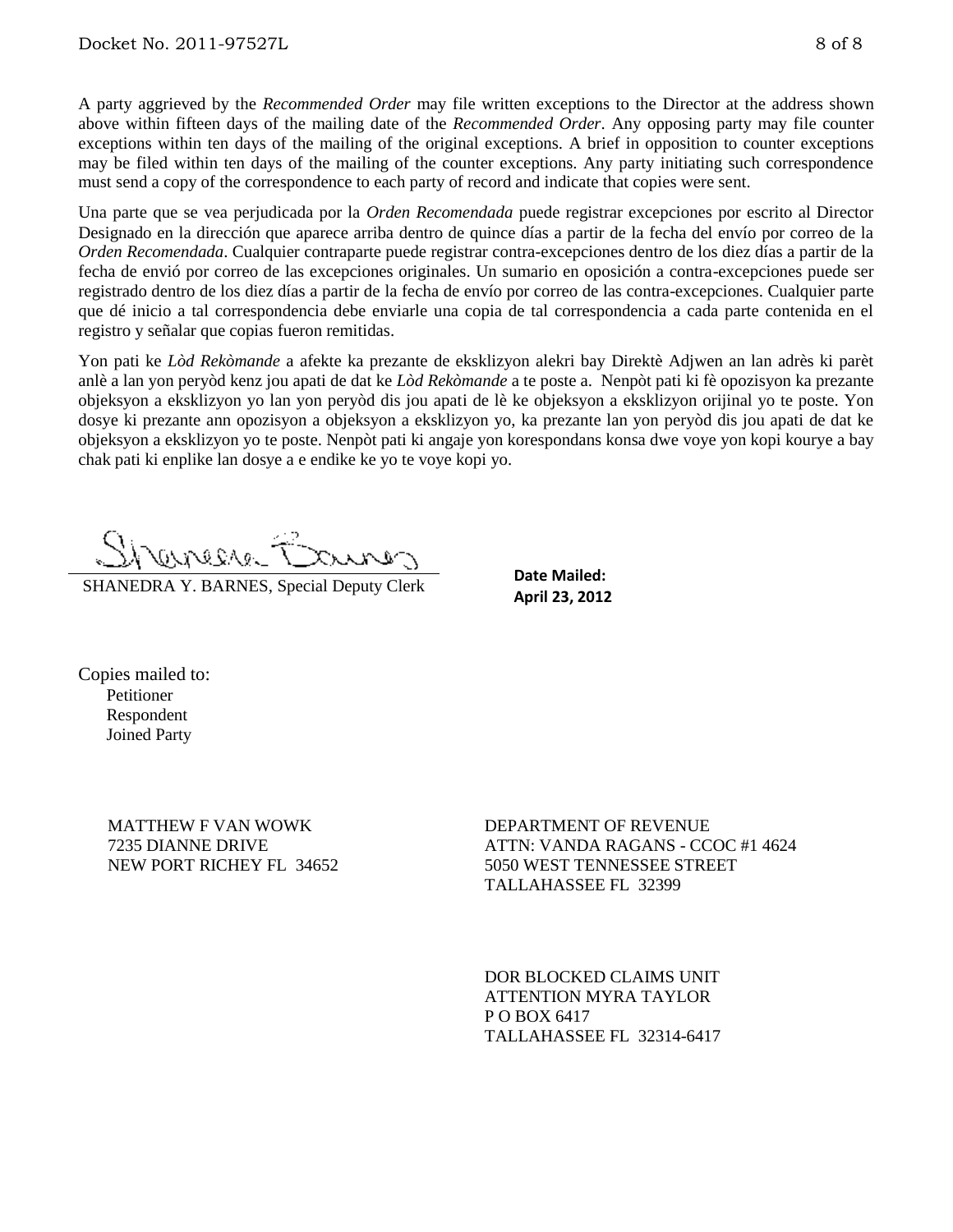A party aggrieved by the *Recommended Order* may file written exceptions to the Director at the address shown above within fifteen days of the mailing date of the *Recommended Order*. Any opposing party may file counter exceptions within ten days of the mailing of the original exceptions. A brief in opposition to counter exceptions may be filed within ten days of the mailing of the counter exceptions. Any party initiating such correspondence must send a copy of the correspondence to each party of record and indicate that copies were sent.

Una parte que se vea perjudicada por la *Orden Recomendada* puede registrar excepciones por escrito al Director Designado en la dirección que aparece arriba dentro de quince días a partir de la fecha del envío por correo de la *Orden Recomendada*. Cualquier contraparte puede registrar contra-excepciones dentro de los diez días a partir de la fecha de envió por correo de las excepciones originales. Un sumario en oposición a contra-excepciones puede ser registrado dentro de los diez días a partir de la fecha de envío por correo de las contra-excepciones. Cualquier parte que dé inicio a tal correspondencia debe enviarle una copia de tal correspondencia a cada parte contenida en el registro y señalar que copias fueron remitidas.

Yon pati ke *Lòd Rekòmande* a afekte ka prezante de eksklizyon alekri bay Direktè Adjwen an lan adrès ki parèt anlè a lan yon peryòd kenz jou apati de dat ke *Lòd Rekòmande* a te poste a. Nenpòt pati ki fè opozisyon ka prezante objeksyon a eksklizyon yo lan yon peryòd dis jou apati de lè ke objeksyon a eksklizyon orijinal yo te poste. Yon dosye ki prezante ann opozisyon a objeksyon a eksklizyon yo, ka prezante lan yon peryòd dis jou apati de dat ke objeksyon a eksklizyon yo te poste. Nenpòt pati ki angaje yon korespondans konsa dwe voye yon kopi kourye a bay chak pati ki enplike lan dosye a e endike ke yo te voye kopi yo.

SHANEDRA Y. BARNES, Special Deputy Clerk

**Date Mailed:**
**April 23, 2012**

Copies mailed to:
Petitioner
Respondent
Joined Party

MATTHEW F VAN WOWK
7235 DIANNE DRIVE
NEW PORT RICHEY FL 34652

DEPARTMENT OF REVENUE
ATTN: VANDA RAGANS - CCOC #1 4624
5050 WEST TENNESSEE STREET
TALLAHASSEE FL 32399

DOR BLOCKED CLAIMS UNIT
ATTENTION MYRA TAYLOR
P O BOX 6417
TALLAHASSEE FL 32314-6417